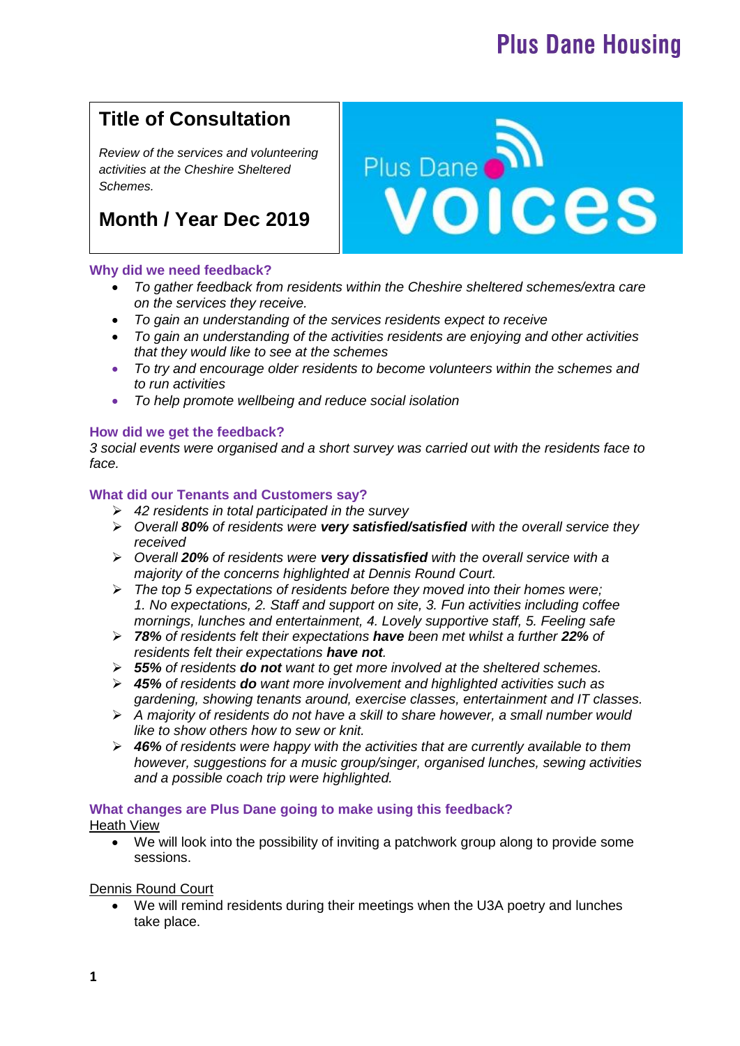# Plus Dane Housing

## Title of Consultation

*Review of the services and volunteering activities at the Cheshire Sheltered Schemes.*

## Month / Year Dec 2019

Plus Dane voices

### Why did we need feedback?

- *To gather feedback from residents within the Cheshire sheltered schemes/extra care on the services they receive.*
- *To gain an understanding of the services residents expect to receive*
- *To gain an understanding of the activities residents are enjoying and other activities that they would like to see at the schemes*
- *To try and encourage older residents to become volunteers within the schemes and to run activities*
- *To help promote wellbeing and reduce social isolation*

### How did we get the feedback?

*3 social events were organised and a short survey was carried out with the residents face to face.*

### What did our Tenants and Customers say?

- *42 residents in total participated in the survey*
- *Overall **80%** of residents were **very satisfied/satisfied** with the overall service they received*
- *Overall **20%** of residents were **very dissatisfied** with the overall service with a majority of the concerns highlighted at Dennis Round Court.*
- *The top 5 expectations of residents before they moved into their homes were; 1. No expectations, 2. Staff and support on site, 3. Fun activities including coffee mornings, lunches and entertainment, 4. Lovely supportive staff, 5. Feeling safe*
- ***78%** of residents felt their expectations **have** been met whilst a further **22%** of residents felt their expectations **have not**.*
- ***55%** of residents **do not** want to get more involved at the sheltered schemes.*
- ***45%** of residents **do** want more involvement and highlighted activities such as gardening, showing tenants around, exercise classes, entertainment and IT classes.*
- *A majority of residents do not have a skill to share however, a small number would like to show others how to sew or knit.*
- ***46%** of residents were happy with the activities that are currently available to them however, suggestions for a music group/singer, organised lunches, sewing activities and a possible coach trip were highlighted.*

### What changes are Plus Dane going to make using this feedback?

<u>Heath View</u>

- We will look into the possibility of inviting a patchwork group along to provide some sessions.

<u>Dennis Round Court</u>

- We will remind residents during their meetings when the U3A poetry and lunches take place.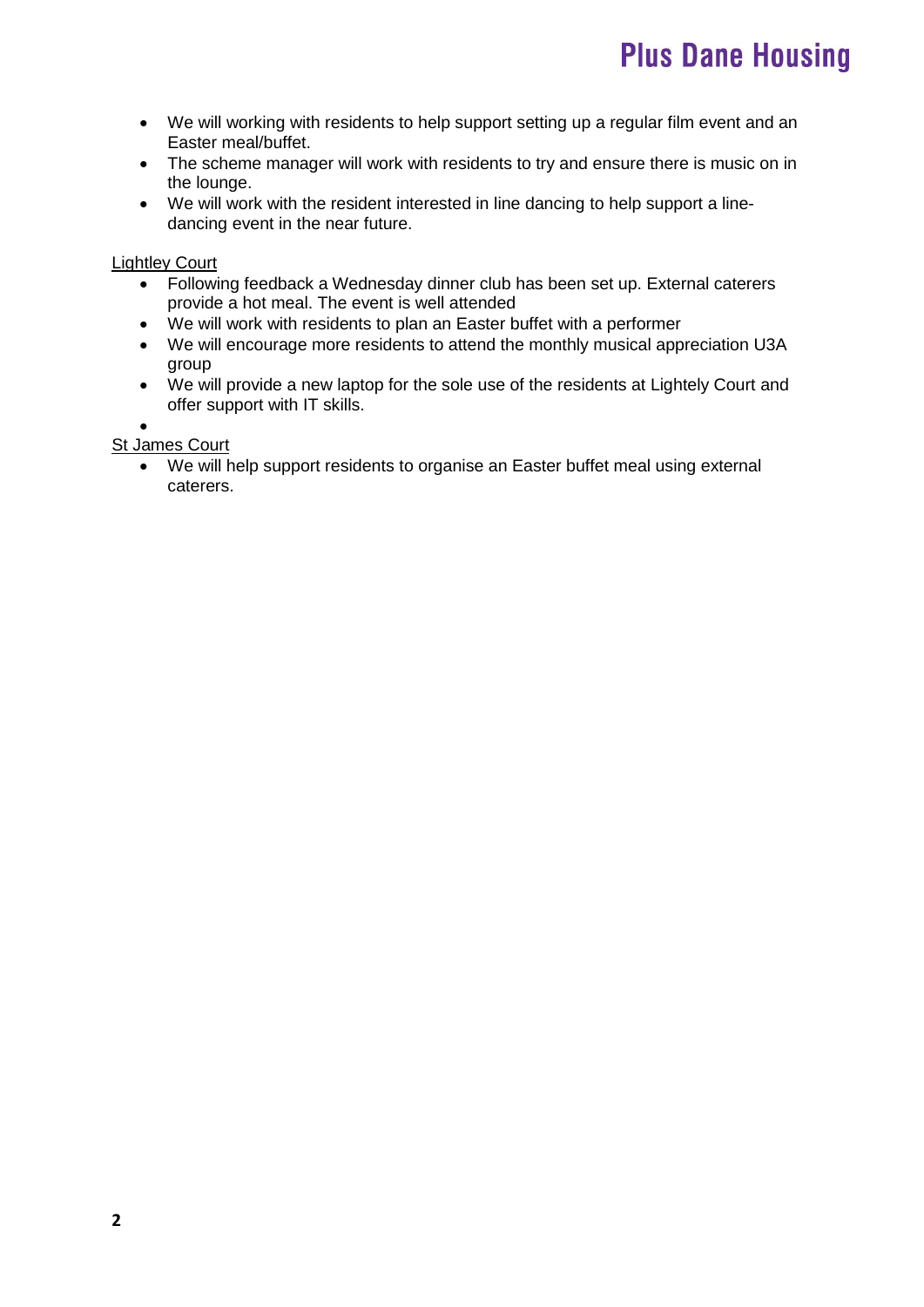- We will working with residents to help support setting up a regular film event and an Easter meal/buffet.
- The scheme manager will work with residents to try and ensure there is music on in the lounge.
- We will work with the resident interested in line dancing to help support a line-dancing event in the near future.

Lightley Court

- Following feedback a Wednesday dinner club has been set up. External caterers provide a hot meal. The event is well attended
- We will work with residents to plan an Easter buffet with a performer
- We will encourage more residents to attend the monthly musical appreciation U3A group
- We will provide a new laptop for the sole use of the residents at Lightely Court and offer support with IT skills.

St James Court

- We will help support residents to organise an Easter buffet meal using external caterers.